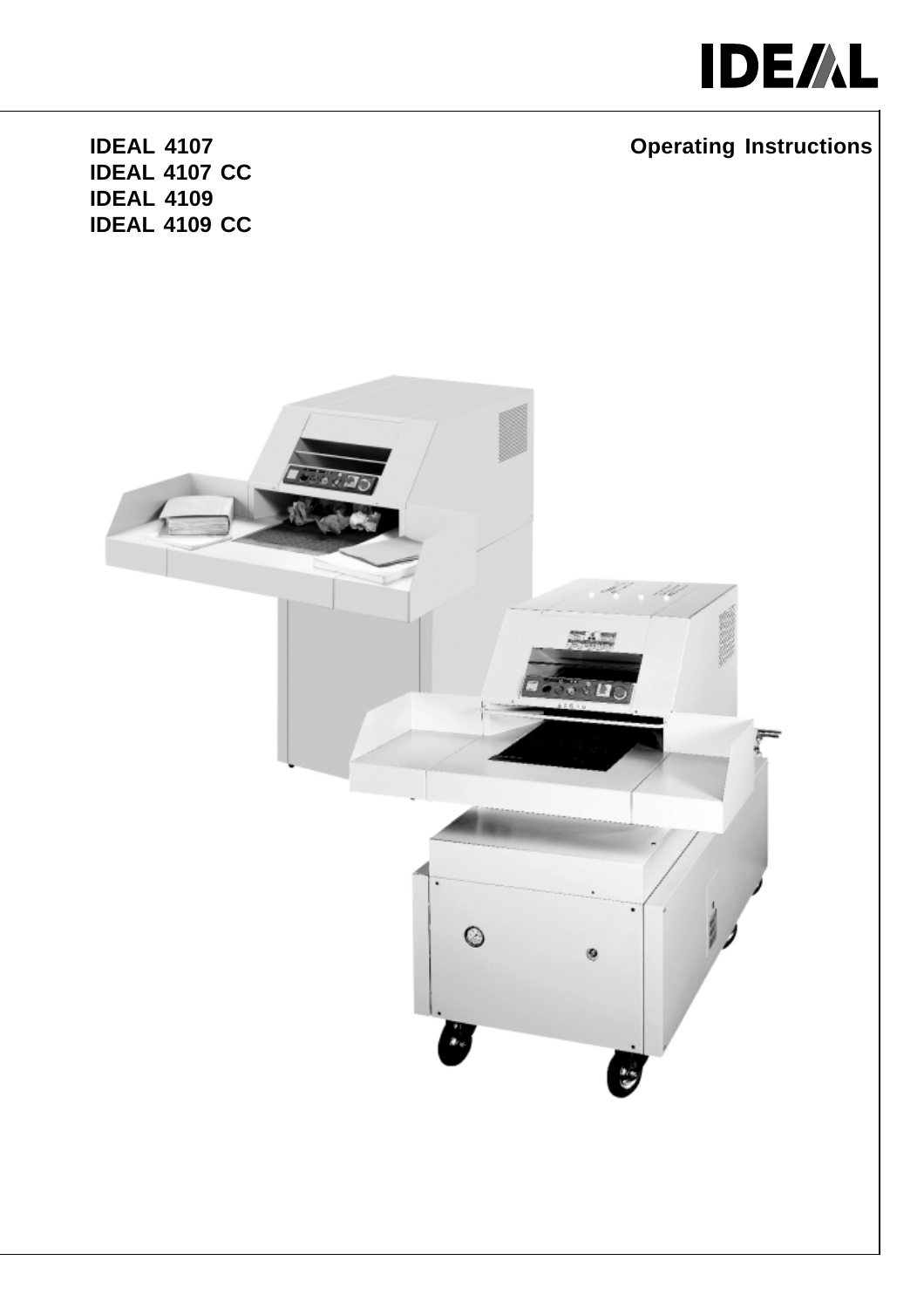IDEAL

**IDEAL 4107**
**IDEAL 4107 CC**
**IDEAL 4109**
**IDEAL 4109 CC**

**Operating Instructions**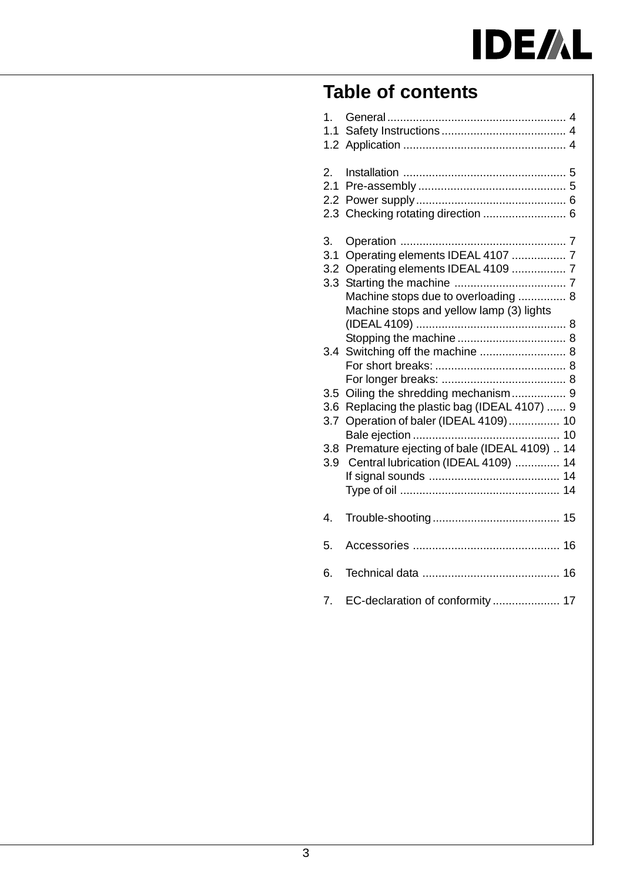# Table of contents

1. General ........................................................ 4
1.1 Safety Instructions ....................................... 4
1.2 Application ................................................... 4

2. Installation ................................................... 5
2.1 Pre-assembly .............................................. 5
2.2 Power supply ............................................... 6
2.3 Checking rotating direction .......................... 6

3. Operation .................................................... 7
3.1 Operating elements IDEAL 4107 ................. 7
3.2 Operating elements IDEAL 4109 ................. 7
3.3 Starting the machine ................................... 7
    Machine stops due to overloading ............... 8
    Machine stops and yellow lamp (3) lights (IDEAL 4109) ............................................... 8
    Stopping the machine .................................. 8
3.4 Switching off the machine ........................... 8
    For short breaks: ......................................... 8
    For longer breaks: ....................................... 8
3.5 Oiling the shredding mechanism ................. 9
3.6 Replacing the plastic bag (IDEAL 4107) ...... 9
3.7 Operation of baler (IDEAL 4109) ................ 10
    Bale ejection ............................................. 10
3.8 Premature ejecting of bale (IDEAL 4109) .. 14
3.9 Central lubrication (IDEAL 4109) .............. 14
    If signal sounds ......................................... 14
    Type of oil .................................................. 14

4. Trouble-shooting ........................................ 15

5. Accessories .............................................. 16

6. Technical data ........................................... 16

7. EC-declaration of conformity ..................... 17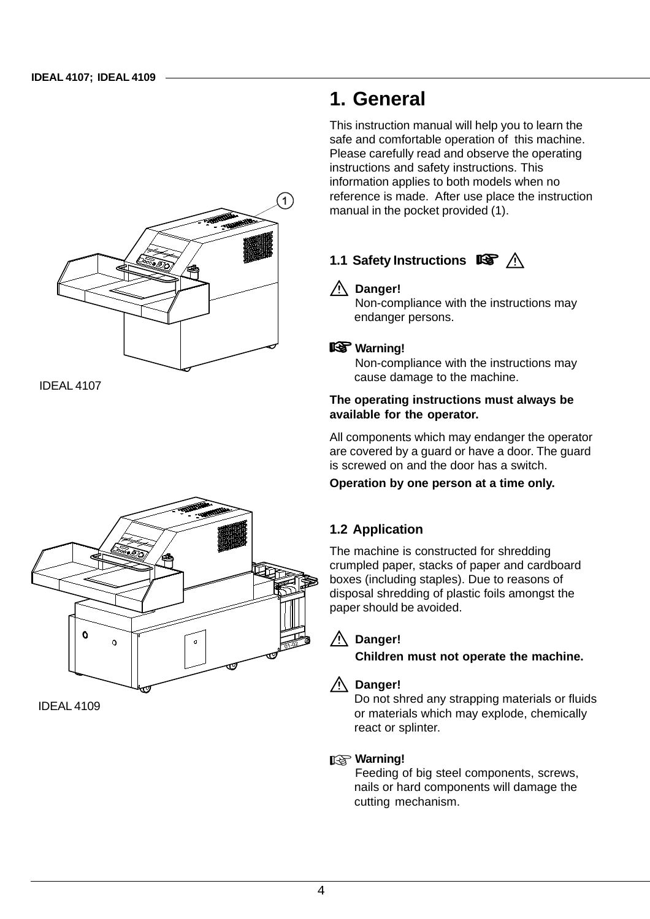IDEAL 4107

IDEAL 4109

# 1. General

This instruction manual will help you to learn the safe and comfortable operation of this machine. Please carefully read and observe the operating instructions and safety instructions. This information applies to both models when no reference is made. After use place the instruction manual in the pocket provided (1).

## 1.1 Safety Instructions

**Danger!**
Non-compliance with the instructions may endanger persons.

**Warning!**
Non-compliance with the instructions may cause damage to the machine.

**The operating instructions must always be available for the operator.**

All components which may endanger the operator are covered by a guard or have a door. The guard is screwed on and the door has a switch.

**Operation by one person at a time only.**

## 1.2 Application

The machine is constructed for shredding crumpled paper, stacks of paper and cardboard boxes (including staples). Due to reasons of disposal shredding of plastic foils amongst the paper should be avoided.

**Danger!**
**Children must not operate the machine.**

**Danger!**
Do not shred any strapping materials or fluids or materials which may explode, chemically react or splinter.

**Warning!**
Feeding of big steel components, screws, nails or hard components will damage the cutting mechanism.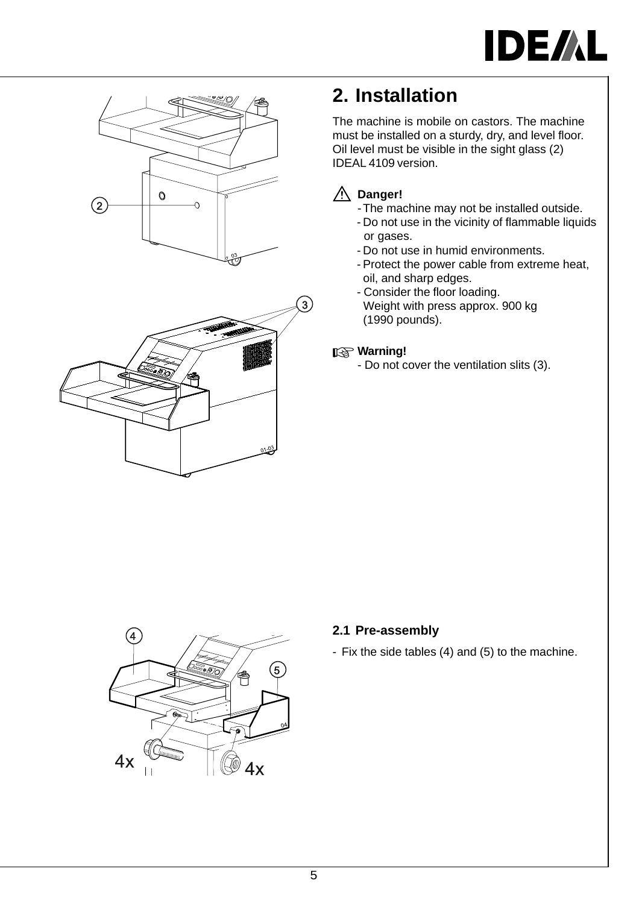## 2. Installation

The machine is mobile on castors. The machine must be installed on a sturdy, dry, and level floor. Oil level must be visible in the sight glass (2) IDEAL 4109 version.

**Danger!**

- The machine may not be installed outside.
- Do not use in the vicinity of flammable liquids or gases.
- Do not use in humid environments.
- Protect the power cable from extreme heat, oil, and sharp edges.
- Consider the floor loading. Weight with press approx. 900 kg (1990 pounds).

**Warning!**

- Do not cover the ventilation slits (3).

### 2.1 Pre-assembly

- Fix the side tables (4) and (5) to the machine.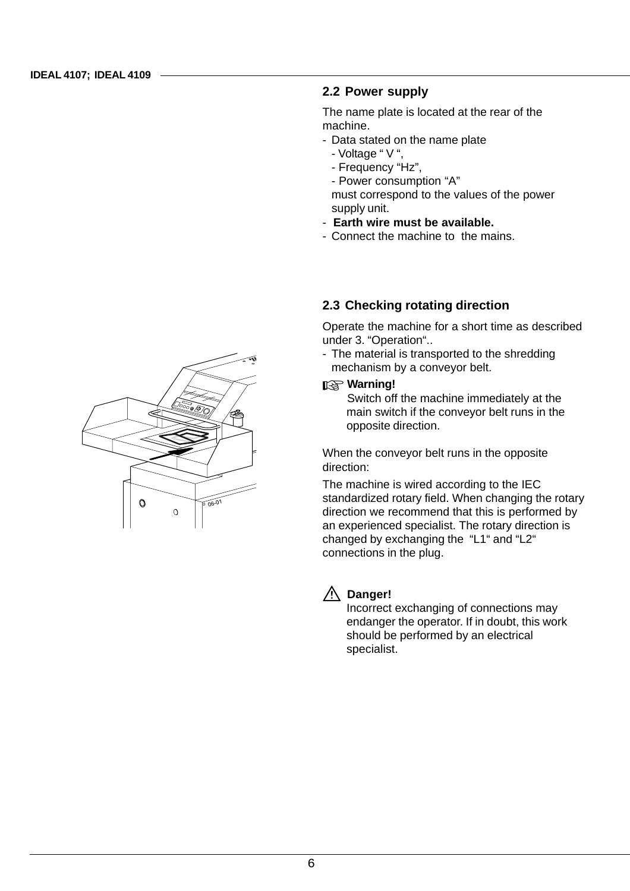## 2.2 Power supply

The name plate is located at the rear of the machine.

- Data stated on the name plate
  - Voltage " V ",
  - Frequency "Hz",
  - Power consumption "A"

  must correspond to the values of the power supply unit.
- **Earth wire must be available.**
- Connect the machine to the mains.

## 2.3 Checking rotating direction

Operate the machine for a short time as described under 3. "Operation"..

- The material is transported to the shredding mechanism by a conveyor belt.

**Warning!**
Switch off the machine immediately at the main switch if the conveyor belt runs in the opposite direction.

When the conveyor belt runs in the opposite direction:

The machine is wired according to the IEC standardized rotary field. When changing the rotary direction we recommend that this is performed by an experienced specialist. The rotary direction is changed by exchanging the "L1" and "L2" connections in the plug.

**Danger!**
Incorrect exchanging of connections may endanger the operator. If in doubt, this work should be performed by an electrical specialist.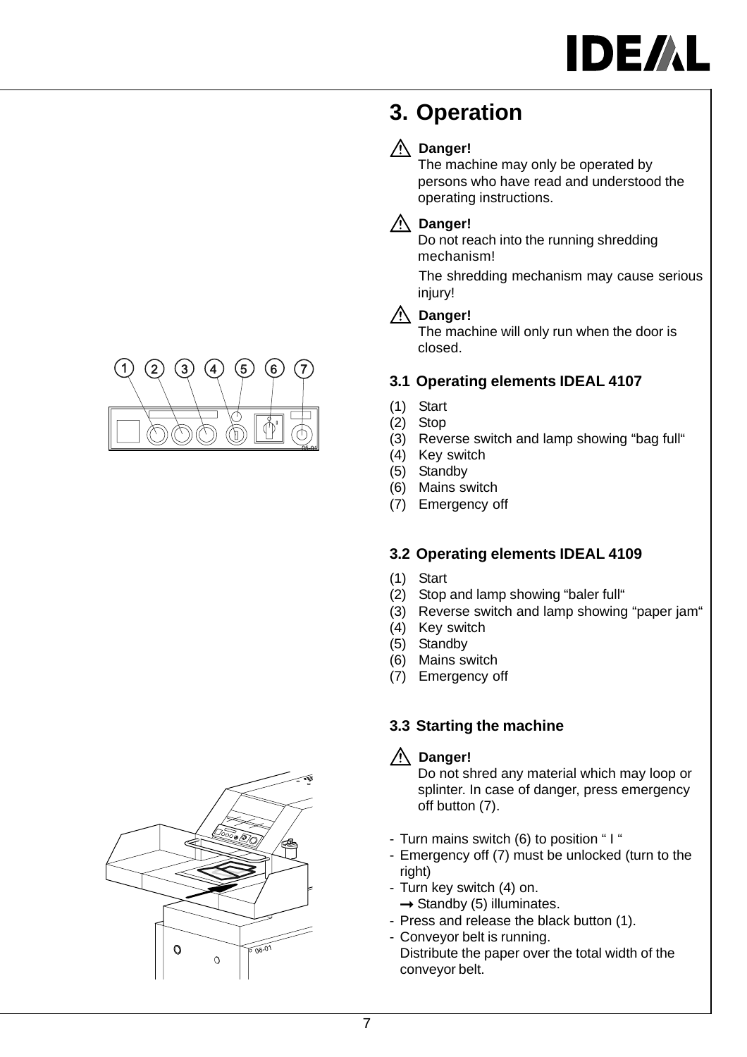# 3. Operation

⚠ **Danger!**
The machine may only be operated by persons who have read and understood the operating instructions.

⚠ **Danger!**
Do not reach into the running shredding mechanism!

The shredding mechanism may cause serious injury!

⚠ **Danger!**
The machine will only run when the door is closed.

## 3.1 Operating elements IDEAL 4107

(1) Start
(2) Stop
(3) Reverse switch and lamp showing “bag full“
(4) Key switch
(5) Standby
(6) Mains switch
(7) Emergency off

## 3.2 Operating elements IDEAL 4109

(1) Start
(2) Stop and lamp showing “baler full“
(3) Reverse switch and lamp showing “paper jam“
(4) Key switch
(5) Standby
(6) Mains switch
(7) Emergency off

## 3.3 Starting the machine

⚠ **Danger!**
Do not shred any material which may loop or splinter. In case of danger, press emergency off button (7).

- Turn mains switch (6) to position “ I “
- Emergency off (7) must be unlocked (turn to the right)
- Turn key switch (4) on.
  → Standby (5) illuminates.
- Press and release the black button (1).
- Conveyor belt is running.
  Distribute the paper over the total width of the conveyor belt.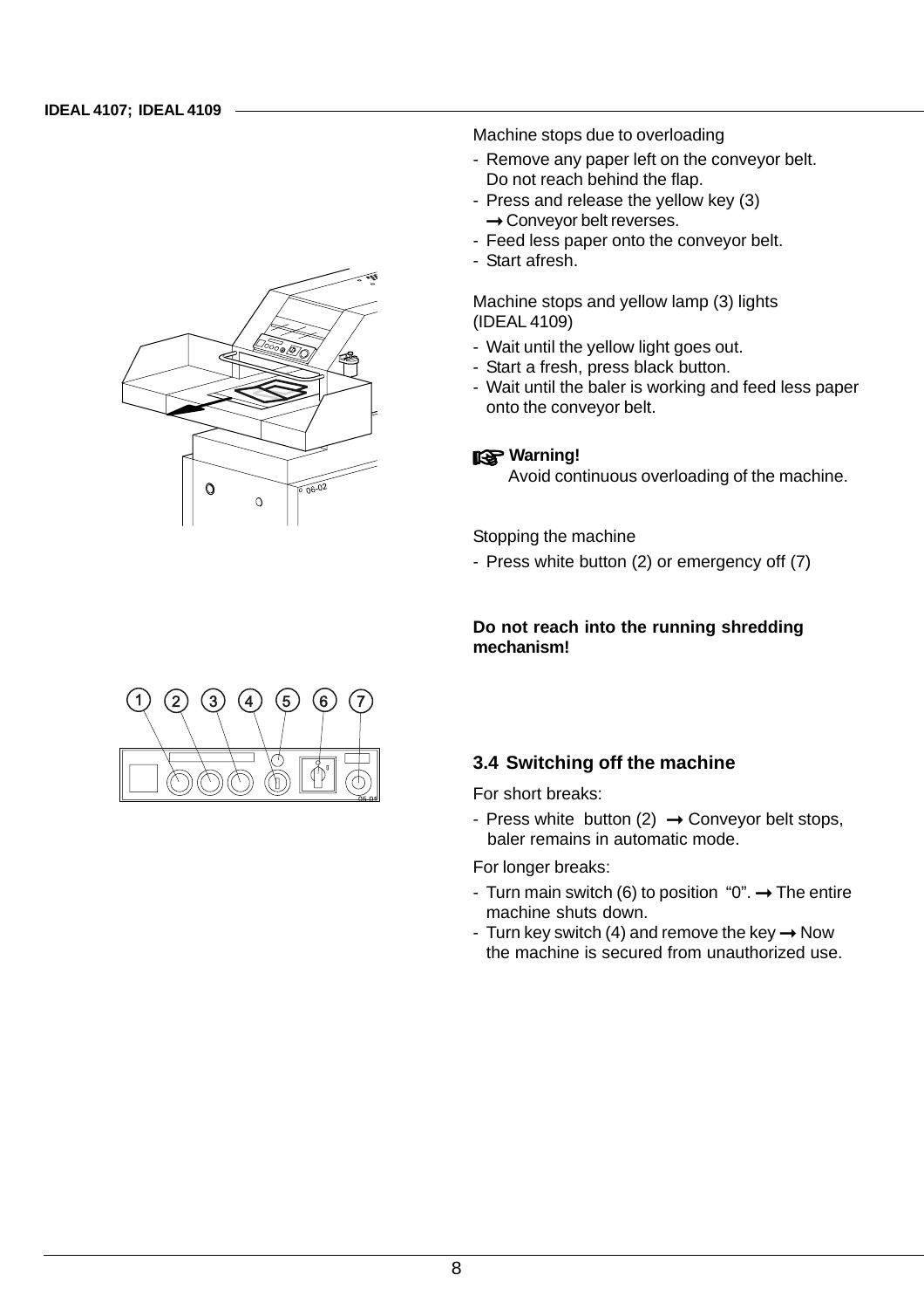Machine stops due to overloading

- Remove any paper left on the conveyor belt. Do not reach behind the flap.
- Press and release the yellow key (3) → Conveyor belt reverses.
- Feed less paper onto the conveyor belt.
- Start afresh.

Machine stops and yellow lamp (3) lights (IDEAL 4109)

- Wait until the yellow light goes out.
- Start a fresh, press black button.
- Wait until the baler is working and feed less paper onto the conveyor belt.

**Warning!**
Avoid continuous overloading of the machine.

Stopping the machine

- Press white button (2) or emergency off (7)

**Do not reach into the running shredding mechanism!**

### 3.4 Switching off the machine

For short breaks:

- Press white button (2) → Conveyor belt stops, baler remains in automatic mode.

For longer breaks:

- Turn main switch (6) to position "0". → The entire machine shuts down.
- Turn key switch (4) and remove the key → Now the machine is secured from unauthorized use.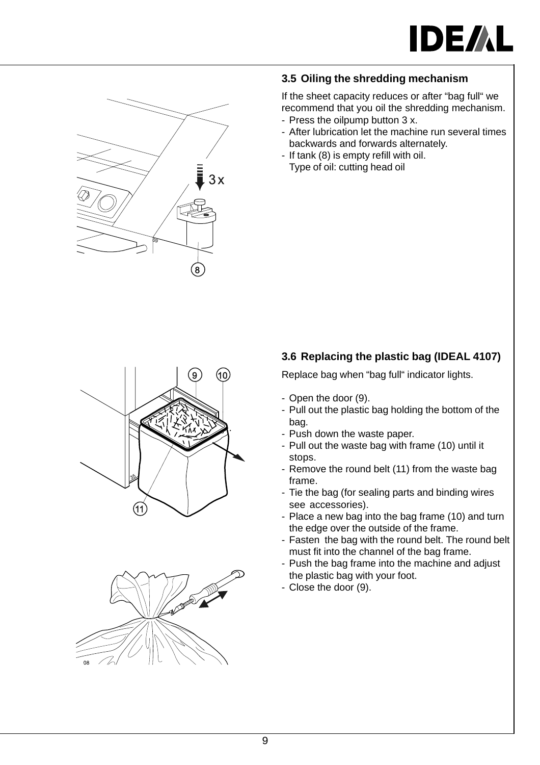### 3.5 Oiling the shredding mechanism

If the sheet capacity reduces or after “bag full“ we recommend that you oil the shredding mechanism.

- Press the oilpump button 3 x.
- After lubrication let the machine run several times backwards and forwards alternately.
- If tank (8) is empty refill with oil. Type of oil: cutting head oil

### 3.6 Replacing the plastic bag (IDEAL 4107)

Replace bag when “bag full“ indicator lights.

- Open the door (9).
- Pull out the plastic bag holding the bottom of the bag.
- Push down the waste paper.
- Pull out the waste bag with frame (10) until it stops.
- Remove the round belt (11) from the waste bag frame.
- Tie the bag (for sealing parts and binding wires see accessories).
- Place a new bag into the bag frame (10) and turn the edge over the outside of the frame.
- Fasten the bag with the round belt. The round belt must fit into the channel of the bag frame.
- Push the bag frame into the machine and adjust the plastic bag with your foot.
- Close the door (9).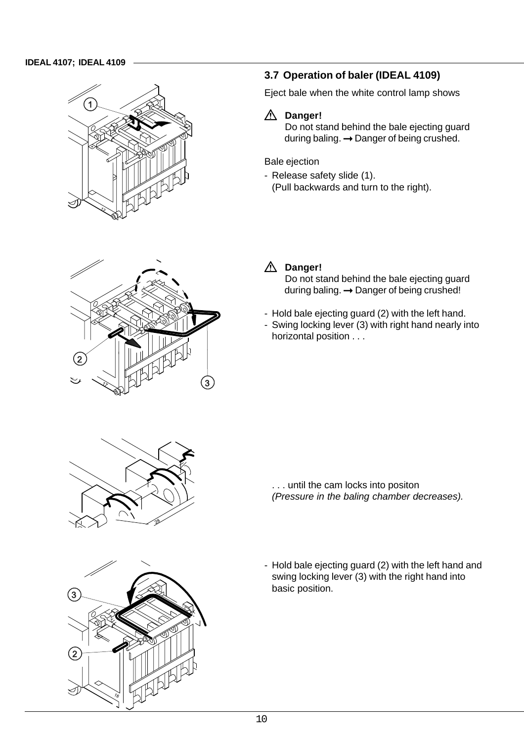### 3.7 Operation of baler (IDEAL 4109)

Eject bale when the white control lamp shows

⚠ **Danger!**
Do not stand behind the bale ejecting guard during baling. → Danger of being crushed.

Bale ejection

- Release safety slide (1).
  (Pull backwards and turn to the right).

⚠ **Danger!**
Do not stand behind the bale ejecting guard during baling. → Danger of being crushed!

- Hold bale ejecting guard (2) with the left hand.
- Swing locking lever (3) with right hand nearly into horizontal position . . .

. . . until the cam locks into positon
*(Pressure in the baling chamber decreases).*

- Hold bale ejecting guard (2) with the left hand and swing locking lever (3) with the right hand into basic position.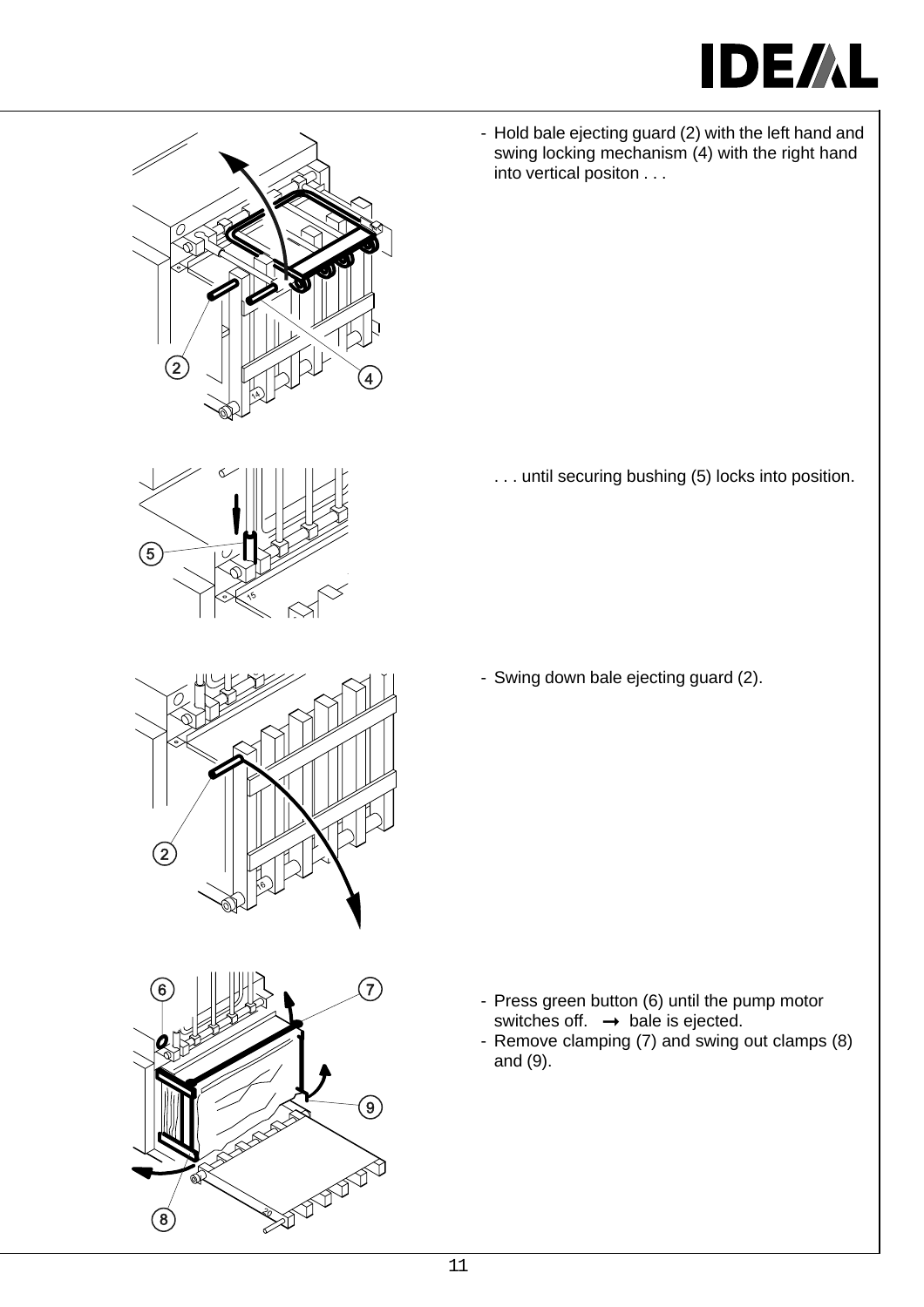- Hold bale ejecting guard (2) with the left hand and swing locking mechanism (4) with the right hand into vertical positon . . .

. . . until securing bushing (5) locks into position.

- Swing down bale ejecting guard (2).

- Press green button (6) until the pump motor switches off. → bale is ejected.
- Remove clamping (7) and swing out clamps (8) and (9).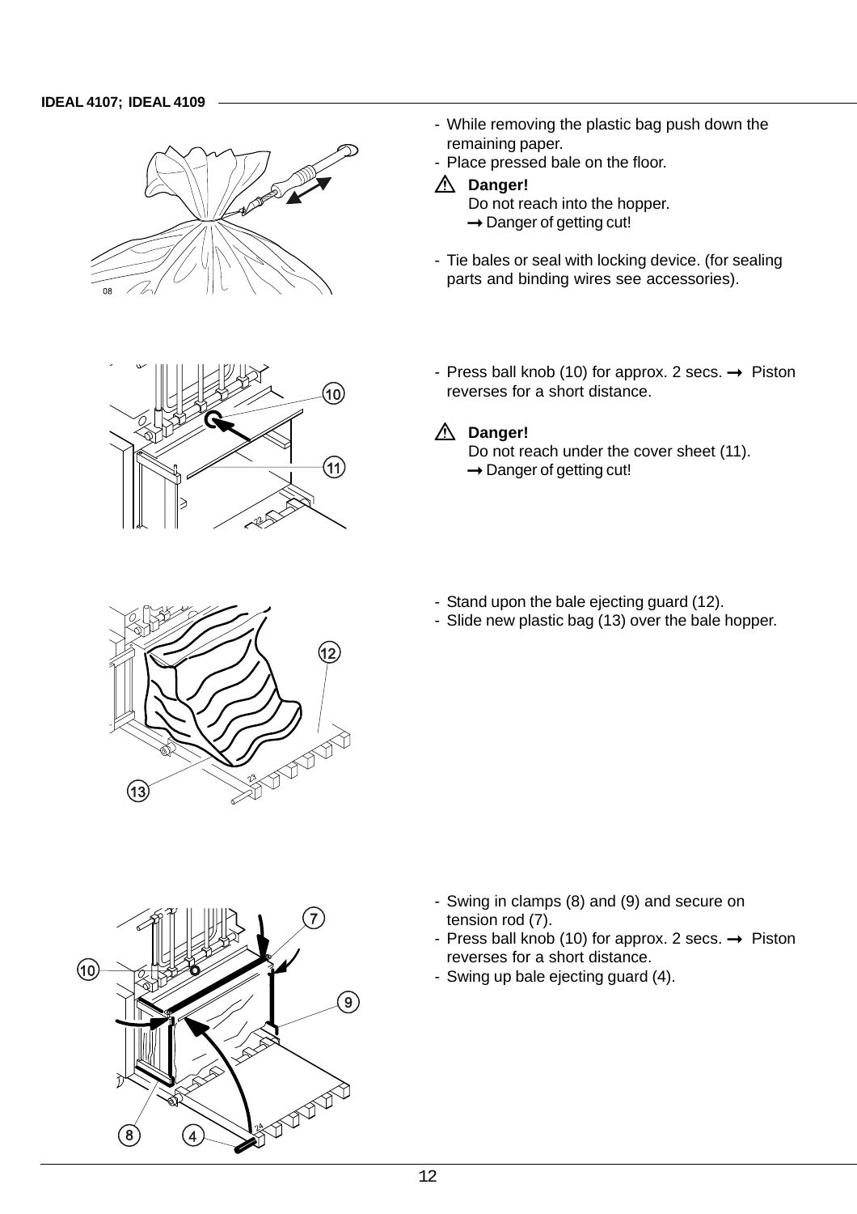- While removing the plastic bag push down the remaining paper.
- Place pressed bale on the floor.

⚠ **Danger!**
Do not reach into the hopper.
→ Danger of getting cut!

- Tie bales or seal with locking device. (for sealing parts and binding wires see accessories).

- Press ball knob (10) for approx. 2 secs. → Piston reverses for a short distance.

⚠ **Danger!**
Do not reach under the cover sheet (11).
→ Danger of getting cut!

- Stand upon the bale ejecting guard (12).
- Slide new plastic bag (13) over the bale hopper.

- Swing in clamps (8) and (9) and secure on tension rod (7).
- Press ball knob (10) for approx. 2 secs. → Piston reverses for a short distance.
- Swing up bale ejecting guard (4).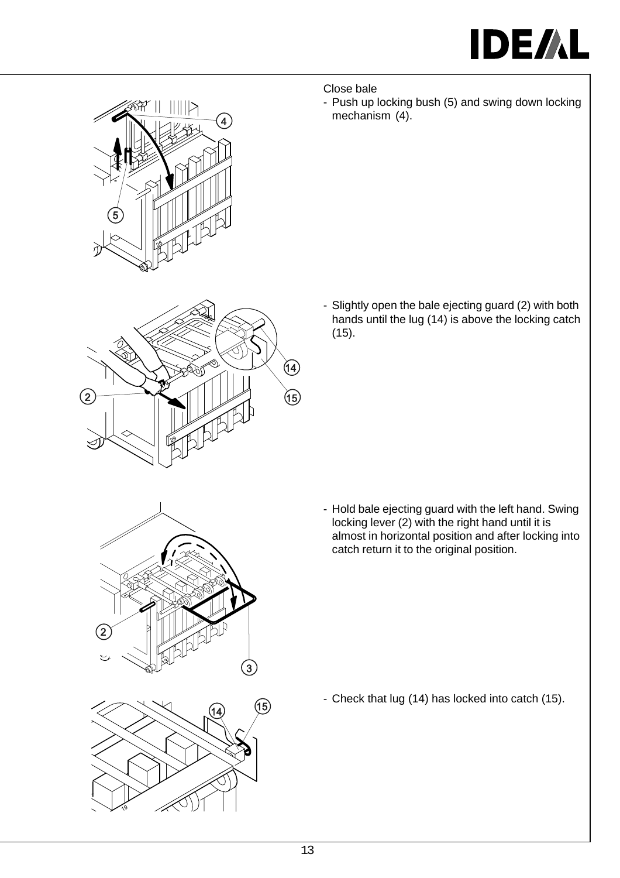Close bale

- Push up locking bush (5) and swing down locking mechanism (4).

- Slightly open the bale ejecting guard (2) with both hands until the lug (14) is above the locking catch (15).

- Hold bale ejecting guard with the left hand. Swing locking lever (2) with the right hand until it is almost in horizontal position and after locking into catch return it to the original position.

- Check that lug (14) has locked into catch (15).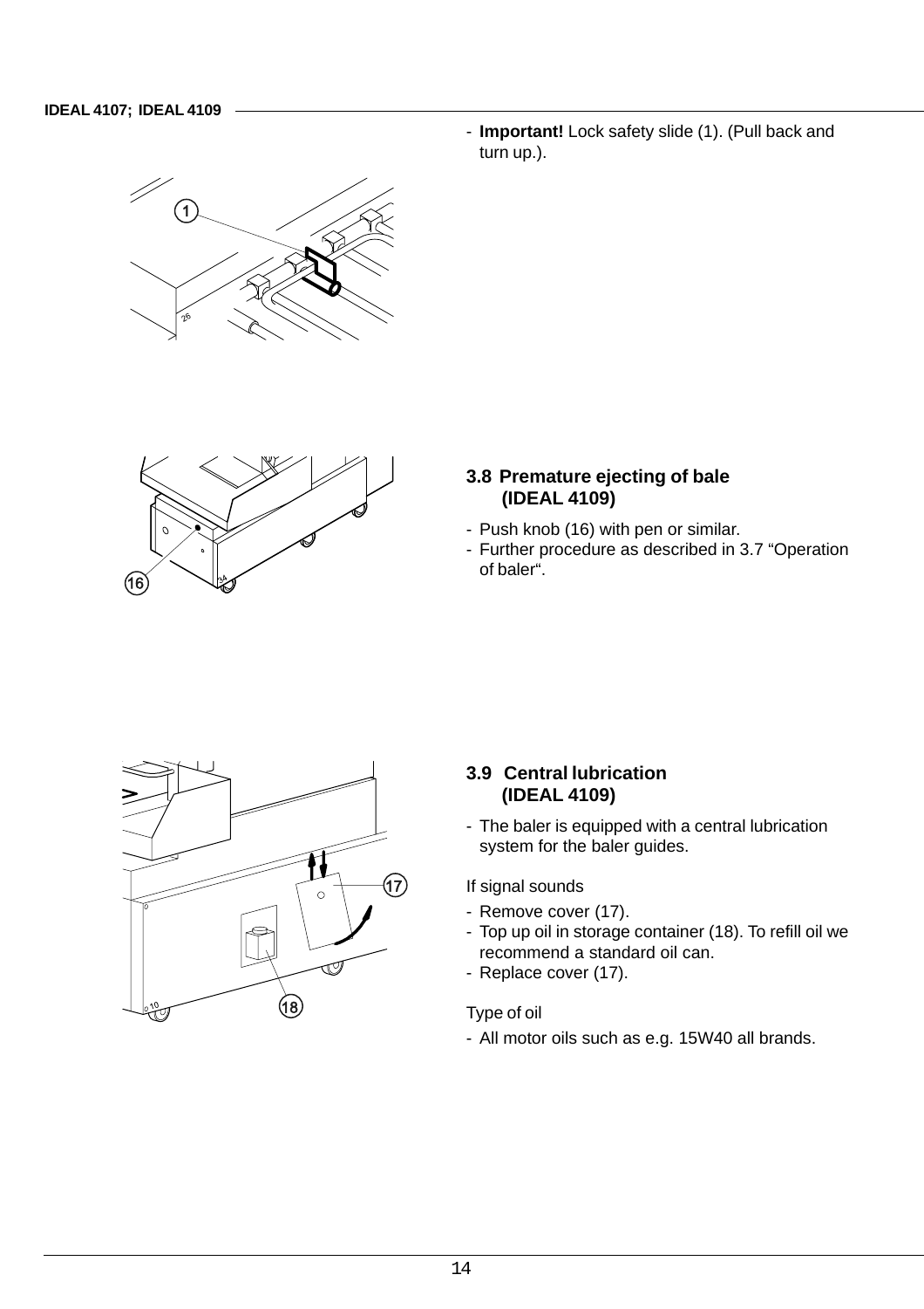- **Important!** Lock safety slide (1). (Pull back and turn up.).

### 3.8 Premature ejecting of bale (IDEAL 4109)

- Push knob (16) with pen or similar.
- Further procedure as described in 3.7 “Operation of baler“.

### 3.9 Central lubrication (IDEAL 4109)

- The baler is equipped with a central lubrication system for the baler guides.

If signal sounds

- Remove cover (17).
- Top up oil in storage container (18). To refill oil we recommend a standard oil can.
- Replace cover (17).

Type of oil

- All motor oils such as e.g. 15W40 all brands.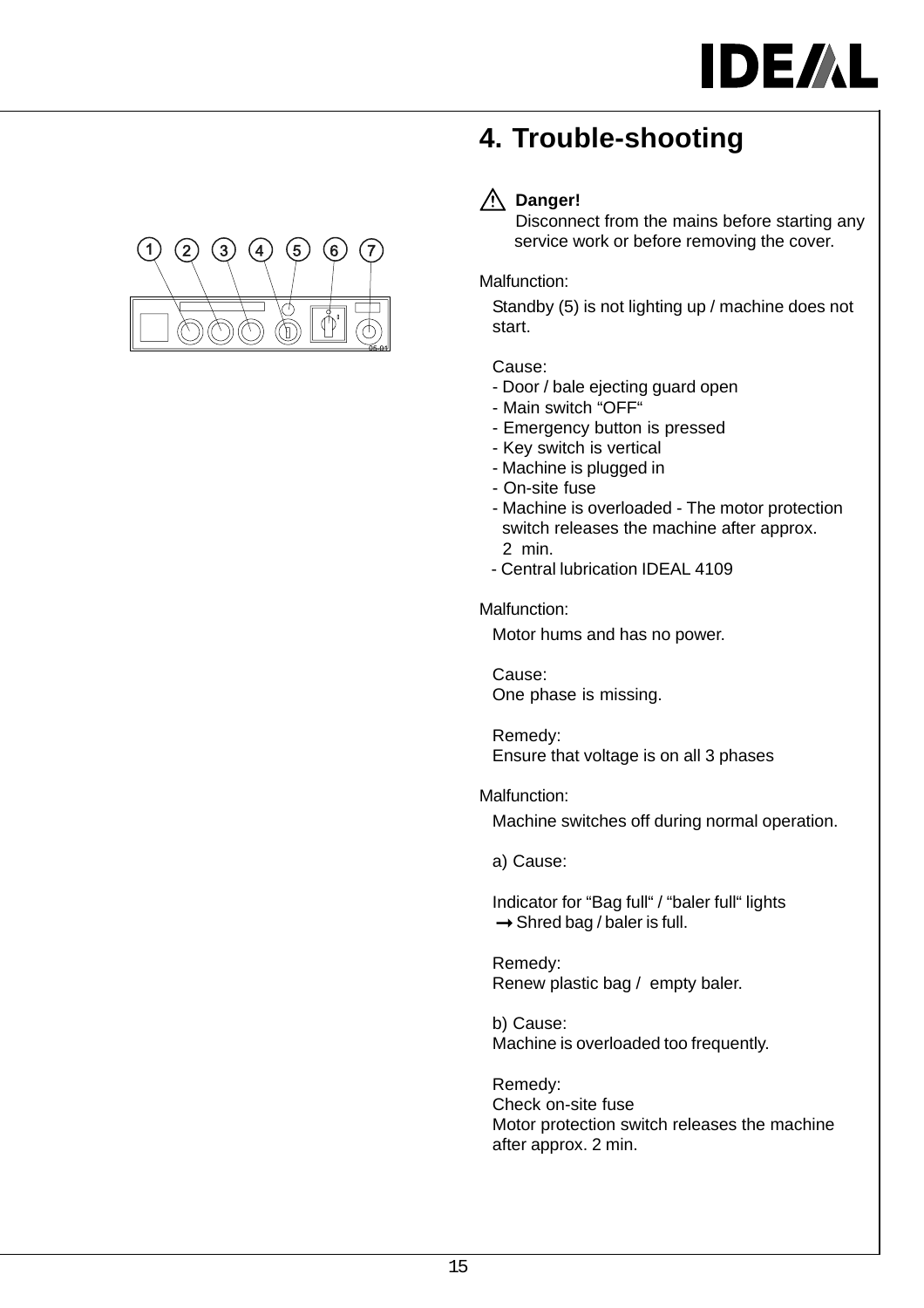# 4. Trouble-shooting

⚠ **Danger!**
Disconnect from the mains before starting any service work or before removing the cover.

Malfunction:

Standby (5) is not lighting up / machine does not start.

Cause:
- Door / bale ejecting guard open
- Main switch “OFF“
- Emergency button is pressed
- Key switch is vertical
- Machine is plugged in
- On-site fuse
- Machine is overloaded - The motor protection switch releases the machine after approx. 2 min.
- Central lubrication IDEAL 4109

Malfunction:

Motor hums and has no power.

Cause:
One phase is missing.

Remedy:
Ensure that voltage is on all 3 phases

Malfunction:

Machine switches off during normal operation.

a) Cause:

Indicator for “Bag full“ / “baler full“ lights
→ Shred bag / baler is full.

Remedy:
Renew plastic bag / empty baler.

b) Cause:
Machine is overloaded too frequently.

Remedy:
Check on-site fuse
Motor protection switch releases the machine after approx. 2 min.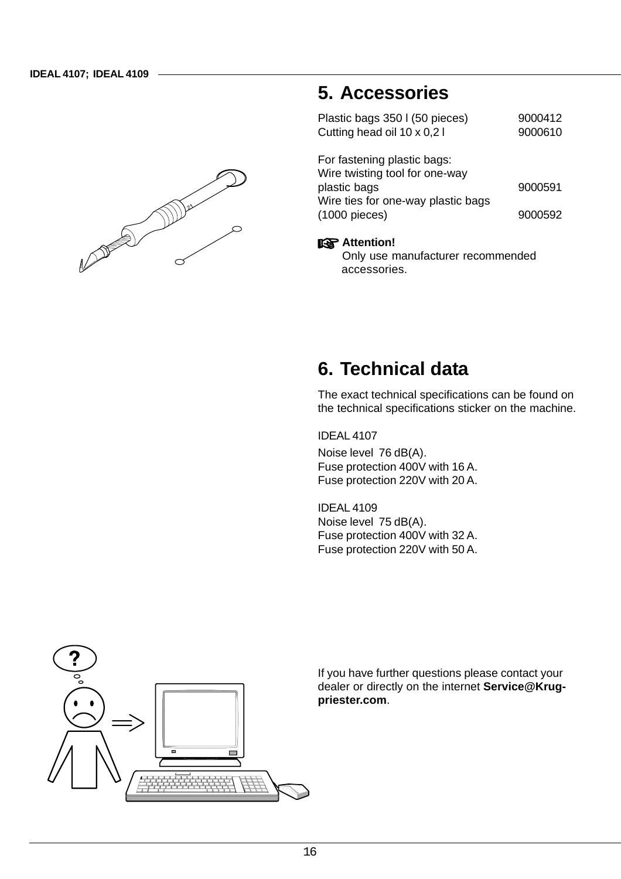## 5. Accessories

| | |
|---|---|
| Plastic bags 350 l (50 pieces) | 9000412 |
| Cutting head oil 10 x 0,2 l | 9000610 |

For fastening plastic bags:

| | |
|---|---|
| Wire twisting tool for one-way plastic bags | 9000591 |
| Wire ties for one-way plastic bags (1000 pieces) | 9000592 |

**Attention!**
Only use manufacturer recommended accessories.

## 6. Technical data

The exact technical specifications can be found on the technical specifications sticker on the machine.

IDEAL 4107

Noise level 76 dB(A).
Fuse protection 400V with 16 A.
Fuse protection 220V with 20 A.

IDEAL 4109

Noise level 75 dB(A).
Fuse protection 400V with 32 A.
Fuse protection 220V with 50 A.

If you have further questions please contact your dealer or directly on the internet **Service@Krug-priester.com**.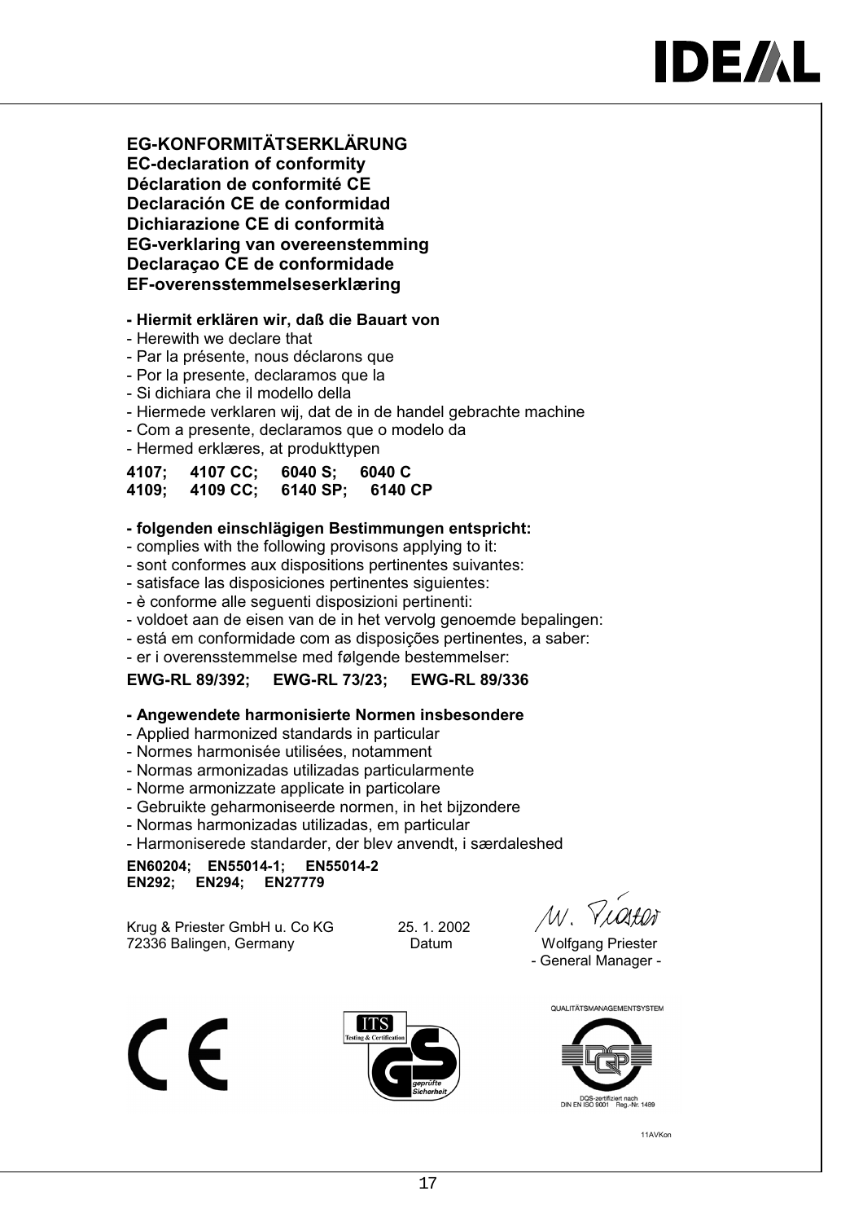**EG-KONFORMITÄTSERKLÄRUNG**
**EC-declaration of conformity**
**Déclaration de conformité CE**
**Declaración CE de conformidad**
**Dichiarazione CE di conformità**
**EG-verklaring van overeenstemming**
**Declaraçao CE de conformidade**
**EF-overensstemmelseserklæring**

**- Hiermit erklären wir, daß die Bauart von**
- Herewith we declare that
- Par la présente, nous déclarons que
- Por la presente, declaramos que la
- Si dichiara che il modello della
- Hiermede verklaren wij, dat de in de handel gebrachte machine
- Com a presente, declaramos que o modelo da
- Hermed erklæres, at produkttypen

**4107; 4107 CC; 6040 S; 6040 C**
**4109; 4109 CC; 6140 SP; 6140 CP**

**- folgenden einschlägigen Bestimmungen entspricht:**
- complies with the following provisons applying to it:
- sont conformes aux dispositions pertinentes suivantes:
- satisface las disposiciones pertinentes siguientes:
- è conforme alle seguenti disposizioni pertinenti:
- voldoet aan de eisen van de in het vervolg genoemde bepalingen:
- está em conformidade com as disposições pertinentes, a saber:
- er i overensstemmelse med følgende bestemmelser:

**EWG-RL 89/392; EWG-RL 73/23; EWG-RL 89/336**

**- Angewendete harmonisierte Normen insbesondere**
- Applied harmonized standards in particular
- Normes harmonisée utilisées, notamment
- Normas armonizadas utilizadas particularmente
- Norme armonizzate applicate in particolare
- Gebruikte geharmoniseerde normen, in het bijzondere
- Normas harmonizadas utilizadas, em particular
- Harmoniserede standarder, der blev anvendt, i særdaleshed

**EN60204; EN55014-1; EN55014-2**
**EN292; EN294; EN27779**

Krug & Priester GmbH u. Co KG
72336 Balingen, Germany

25. 1. 2002
Datum

W. Priester
Wolfgang Priester
- General Manager -

CE

ITS Testing & Certification — GS geprüfte Sicherheit

QUALITÄTSMANAGEMENTSYSTEM
DQS-zertifiziert nach DIN EN ISO 9001 Reg.-Nr. 1489

11AVKon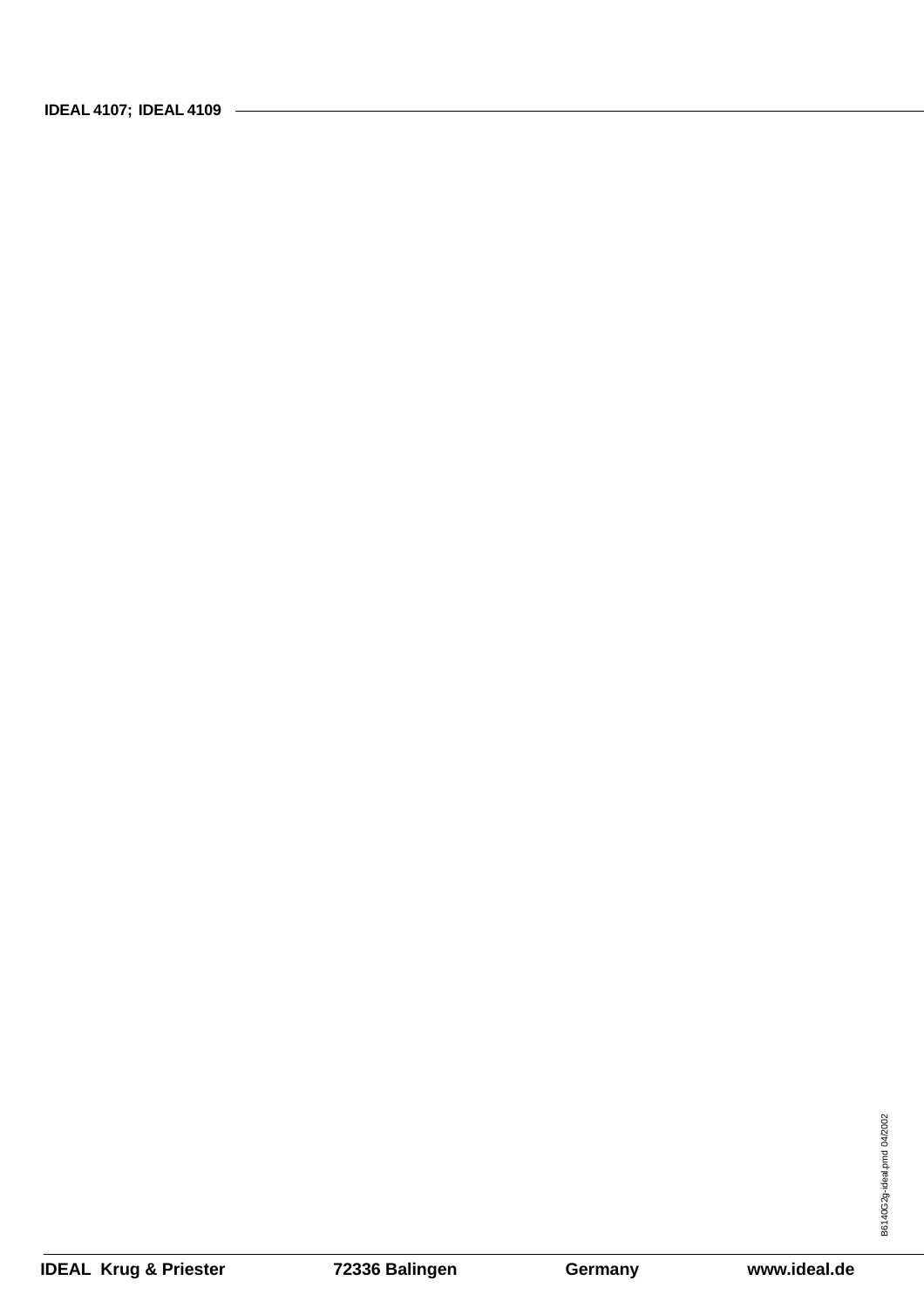IDEAL Krug & Priester 72336 Balingen Germany www.ideal.de

B6140G2g-ideal.pmd 04/2002